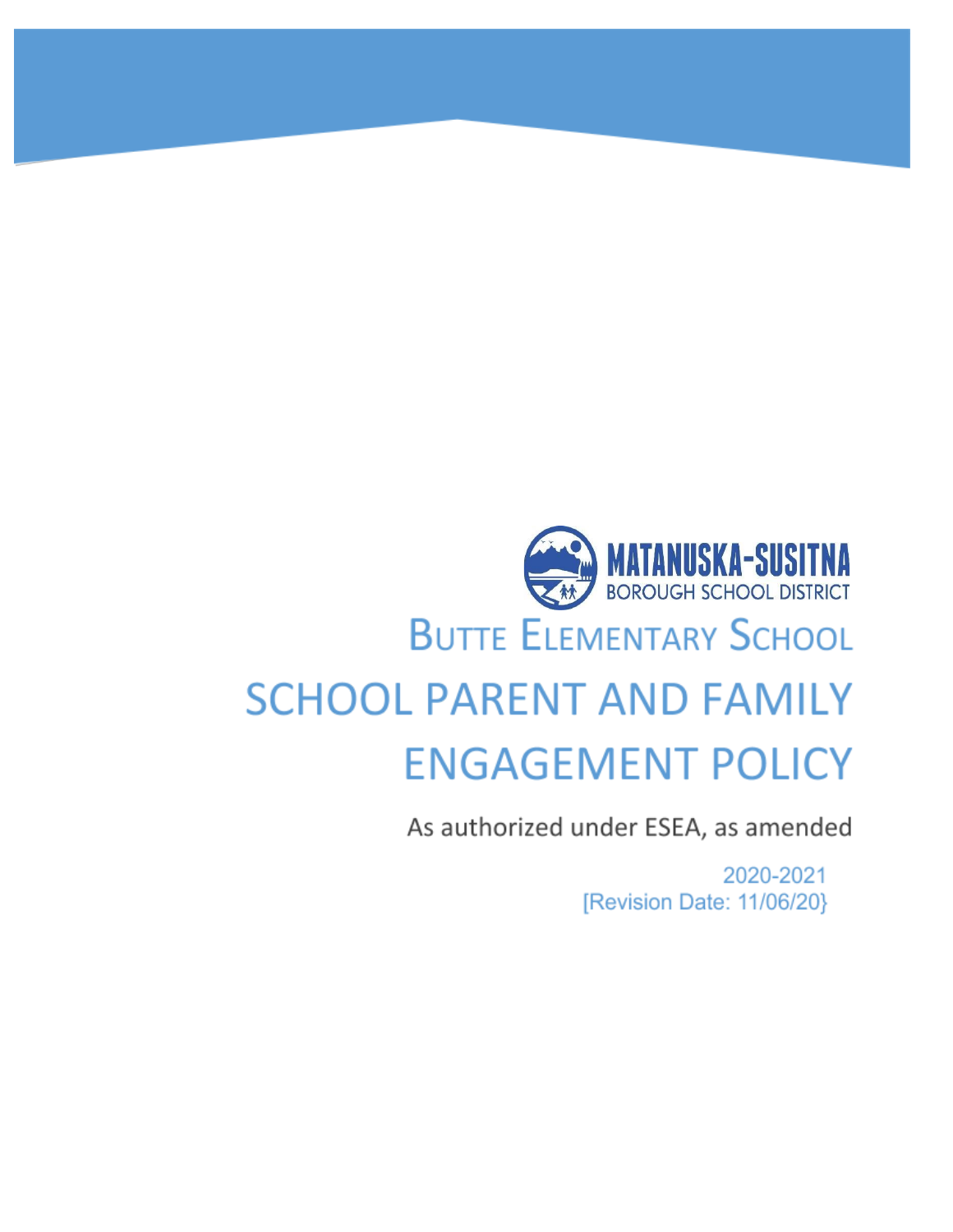MATANUSKA-SUSITNA

BOROUGH SCHOOL DISTRICT

# Butte Elementary School

# SCHOOL PARENT AND FAMILY ENGAGEMENT POLICY

As authorized under ESEA, as amended

2020-2021

[Revision Date: 11/06/20}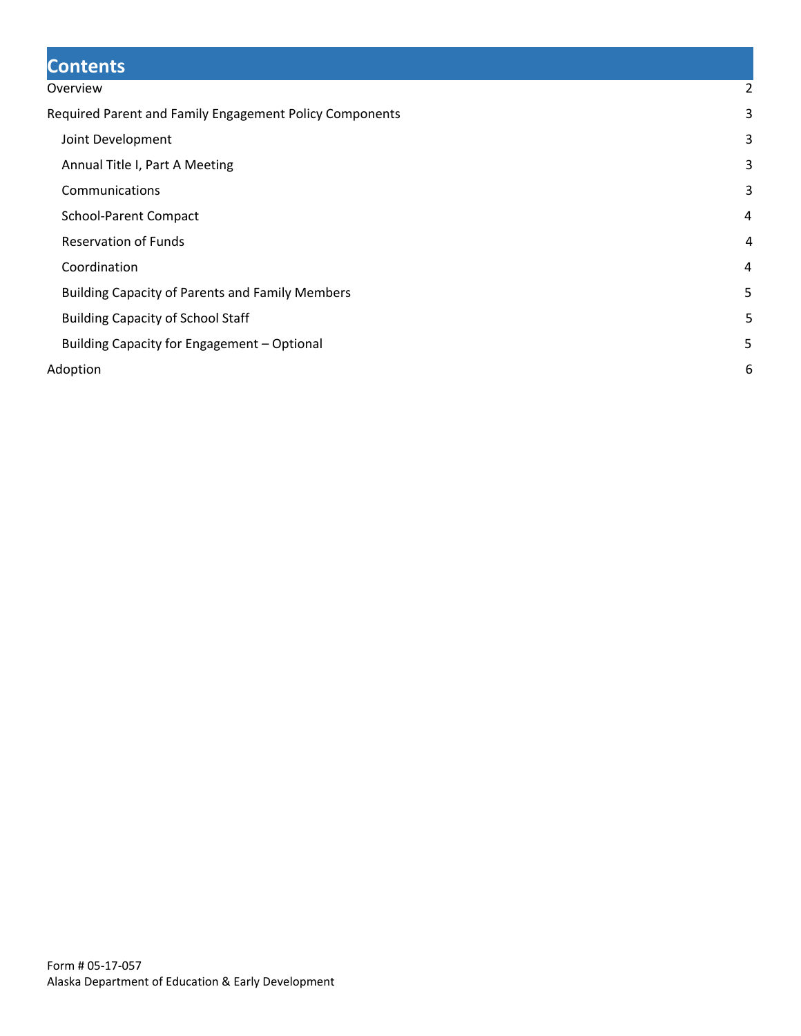# Contents

- Overview 2
- Required Parent and Family Engagement Policy Components 3
  - Joint Development 3
  - Annual Title I, Part A Meeting 3
  - Communications 3
  - School-Parent Compact 4
  - Reservation of Funds 4
  - Coordination 4
  - Building Capacity of Parents and Family Members 5
  - Building Capacity of School Staff 5
  - Building Capacity for Engagement – Optional 5
- Adoption 6

Form # 05-17-057
Alaska Department of Education & Early Development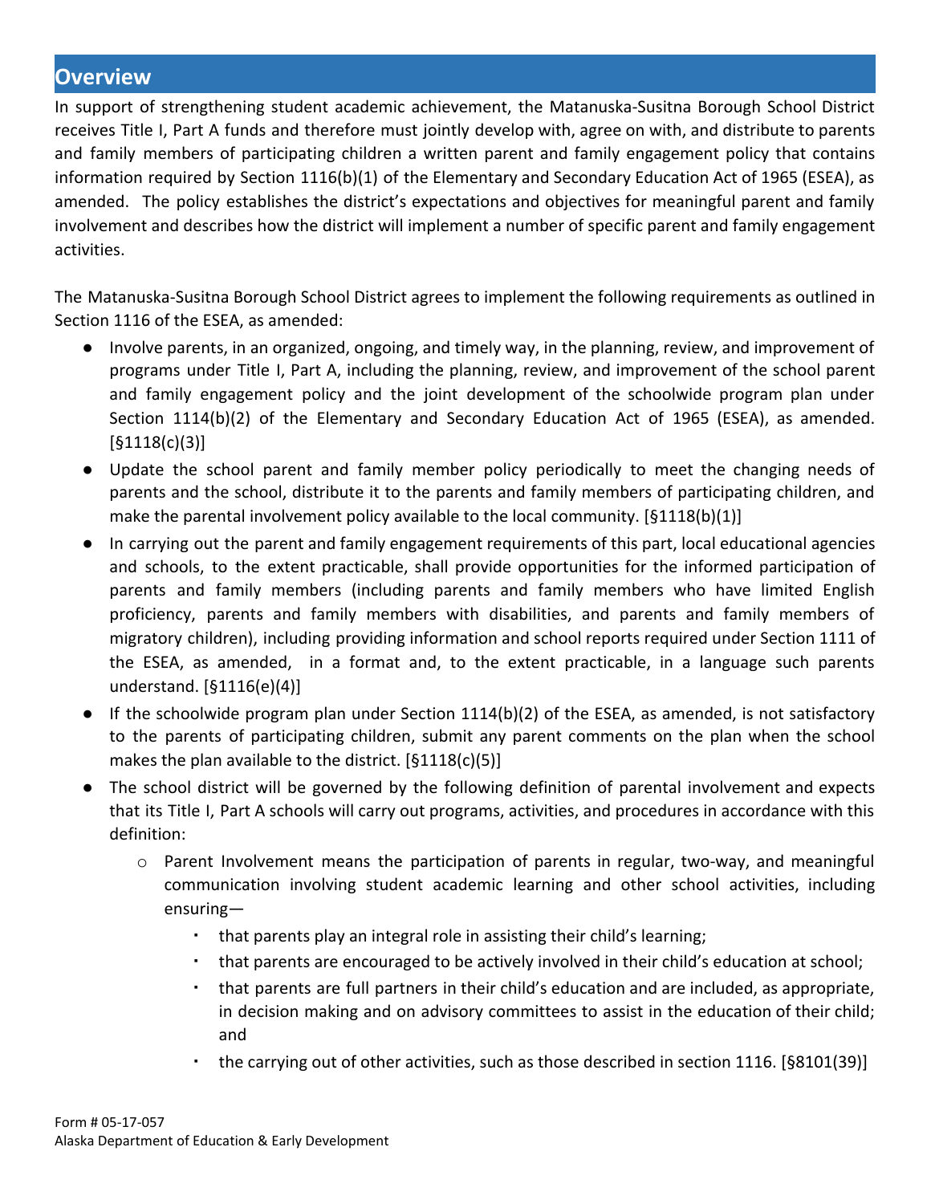## Overview

In support of strengthening student academic achievement, the Matanuska-Susitna Borough School District receives Title I, Part A funds and therefore must jointly develop with, agree on with, and distribute to parents and family members of participating children a written parent and family engagement policy that contains information required by Section 1116(b)(1) of the Elementary and Secondary Education Act of 1965 (ESEA), as amended. The policy establishes the district's expectations and objectives for meaningful parent and family involvement and describes how the district will implement a number of specific parent and family engagement activities.

The Matanuska-Susitna Borough School District agrees to implement the following requirements as outlined in Section 1116 of the ESEA, as amended:

- Involve parents, in an organized, ongoing, and timely way, in the planning, review, and improvement of programs under Title I, Part A, including the planning, review, and improvement of the school parent and family engagement policy and the joint development of the schoolwide program plan under Section 1114(b)(2) of the Elementary and Secondary Education Act of 1965 (ESEA), as amended. [§1118(c)(3)]
- Update the school parent and family member policy periodically to meet the changing needs of parents and the school, distribute it to the parents and family members of participating children, and make the parental involvement policy available to the local community. [§1118(b)(1)]
- In carrying out the parent and family engagement requirements of this part, local educational agencies and schools, to the extent practicable, shall provide opportunities for the informed participation of parents and family members (including parents and family members who have limited English proficiency, parents and family members with disabilities, and parents and family members of migratory children), including providing information and school reports required under Section 1111 of the ESEA, as amended, in a format and, to the extent practicable, in a language such parents understand. [§1116(e)(4)]
- If the schoolwide program plan under Section 1114(b)(2) of the ESEA, as amended, is not satisfactory to the parents of participating children, submit any parent comments on the plan when the school makes the plan available to the district. [§1118(c)(5)]
- The school district will be governed by the following definition of parental involvement and expects that its Title I, Part A schools will carry out programs, activities, and procedures in accordance with this definition:
  - Parent Involvement means the participation of parents in regular, two-way, and meaningful communication involving student academic learning and other school activities, including ensuring—
    - that parents play an integral role in assisting their child's learning;
    - that parents are encouraged to be actively involved in their child's education at school;
    - that parents are full partners in their child's education and are included, as appropriate, in decision making and on advisory committees to assist in the education of their child; and
    - the carrying out of other activities, such as those described in section 1116. [§8101(39)]

Form # 05-17-057
Alaska Department of Education & Early Development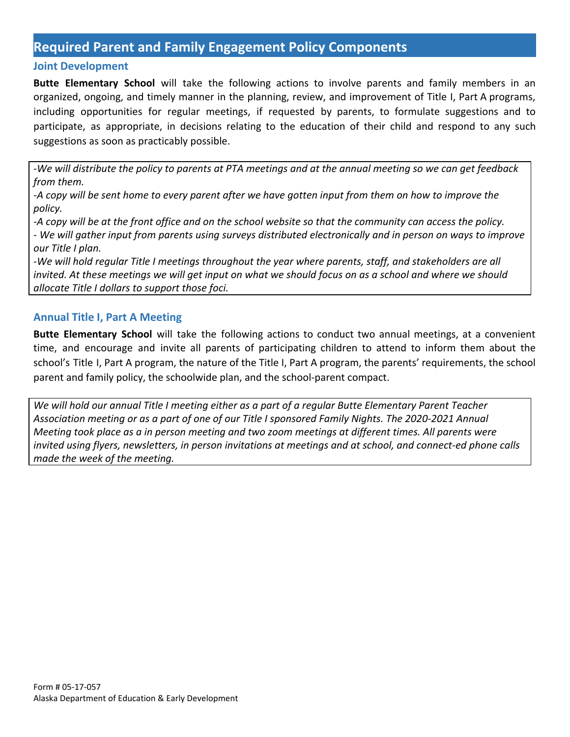## Required Parent and Family Engagement Policy Components

### Joint Development

**Butte Elementary School** will take the following actions to involve parents and family members in an organized, ongoing, and timely manner in the planning, review, and improvement of Title I, Part A programs, including opportunities for regular meetings, if requested by parents, to formulate suggestions and to participate, as appropriate, in decisions relating to the education of their child and respond to any such suggestions as soon as practicably possible.

*-We will distribute the policy to parents at PTA meetings and at the annual meeting so we can get feedback from them.*
*-A copy will be sent home to every parent after we have gotten input from them on how to improve the policy.*
*-A copy will be at the front office and on the school website so that the community can access the policy.*
*- We will gather input from parents using surveys distributed electronically and in person on ways to improve our Title I plan.*
*-We will hold regular Title I meetings throughout the year where parents, staff, and stakeholders are all invited. At these meetings we will get input on what we should focus on as a school and where we should allocate Title I dollars to support those foci.*

### Annual Title I, Part A Meeting

**Butte Elementary School** will take the following actions to conduct two annual meetings, at a convenient time, and encourage and invite all parents of participating children to attend to inform them about the school's Title I, Part A program, the nature of the Title I, Part A program, the parents' requirements, the school parent and family policy, the schoolwide plan, and the school-parent compact.

*We will hold our annual Title I meeting either as a part of a regular Butte Elementary Parent Teacher Association meeting or as a part of one of our Title I sponsored Family Nights. The 2020-2021 Annual Meeting took place as a in person meeting and two zoom meetings at different times. All parents were invited using flyers, newsletters, in person invitations at meetings and at school, and connect-ed phone calls made the week of the meeting.*

Form # 05-17-057
Alaska Department of Education & Early Development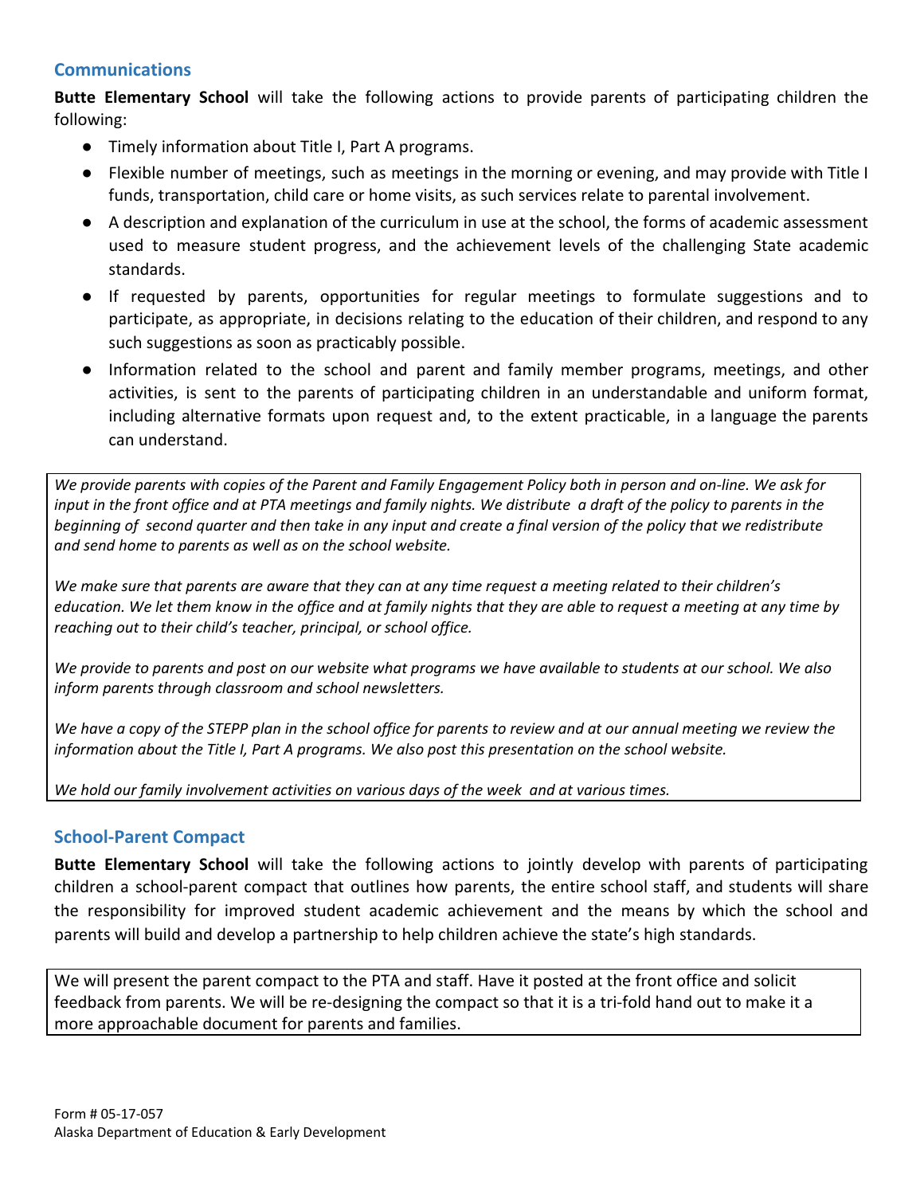## Communications

**Butte Elementary School** will take the following actions to provide parents of participating children the following:

- Timely information about Title I, Part A programs.
- Flexible number of meetings, such as meetings in the morning or evening, and may provide with Title I funds, transportation, child care or home visits, as such services relate to parental involvement.
- A description and explanation of the curriculum in use at the school, the forms of academic assessment used to measure student progress, and the achievement levels of the challenging State academic standards.
- If requested by parents, opportunities for regular meetings to formulate suggestions and to participate, as appropriate, in decisions relating to the education of their children, and respond to any such suggestions as soon as practicably possible.
- Information related to the school and parent and family member programs, meetings, and other activities, is sent to the parents of participating children in an understandable and uniform format, including alternative formats upon request and, to the extent practicable, in a language the parents can understand.

*We provide parents with copies of the Parent and Family Engagement Policy both in person and on-line. We ask for input in the front office and at PTA meetings and family nights. We distribute a draft of the policy to parents in the beginning of second quarter and then take in any input and create a final version of the policy that we redistribute and send home to parents as well as on the school website.*

*We make sure that parents are aware that they can at any time request a meeting related to their children's education. We let them know in the office and at family nights that they are able to request a meeting at any time by reaching out to their child's teacher, principal, or school office.*

*We provide to parents and post on our website what programs we have available to students at our school. We also inform parents through classroom and school newsletters.*

*We have a copy of the STEPP plan in the school office for parents to review and at our annual meeting we review the information about the Title I, Part A programs. We also post this presentation on the school website.*

*We hold our family involvement activities on various days of the week and at various times.*

## School-Parent Compact

**Butte Elementary School** will take the following actions to jointly develop with parents of participating children a school-parent compact that outlines how parents, the entire school staff, and students will share the responsibility for improved student academic achievement and the means by which the school and parents will build and develop a partnership to help children achieve the state's high standards.

We will present the parent compact to the PTA and staff. Have it posted at the front office and solicit feedback from parents. We will be re-designing the compact so that it is a tri-fold hand out to make it a more approachable document for parents and families.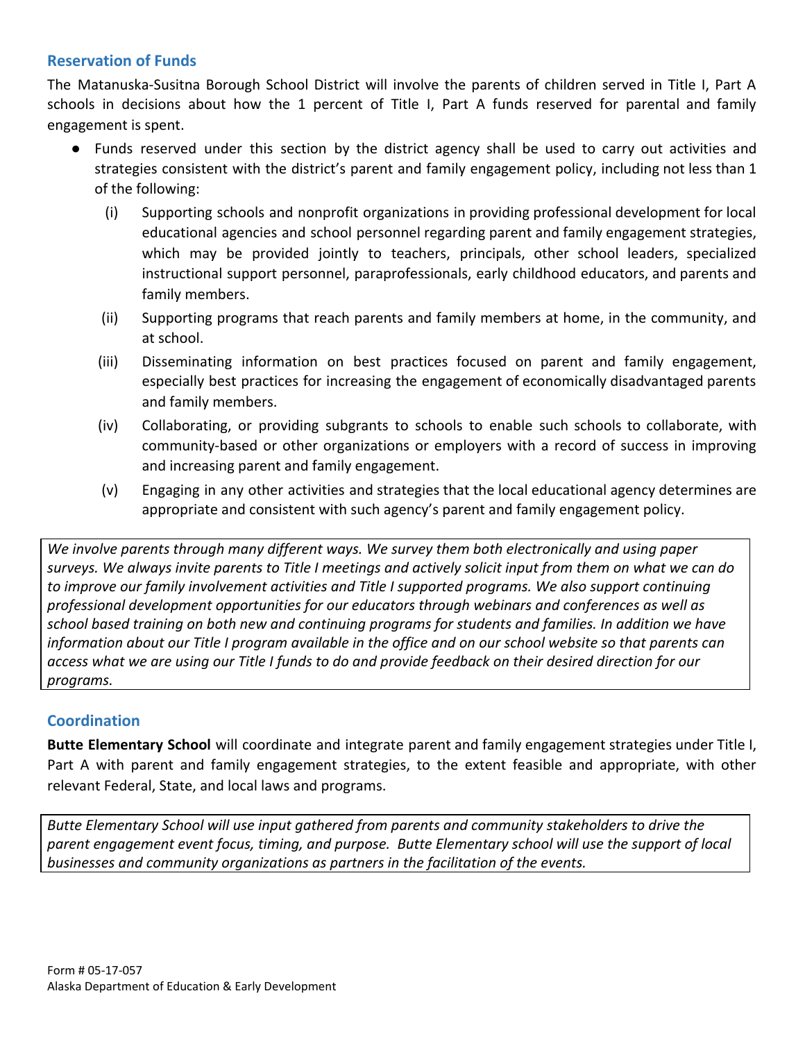## Reservation of Funds

The Matanuska-Susitna Borough School District will involve the parents of children served in Title I, Part A schools in decisions about how the 1 percent of Title I, Part A funds reserved for parental and family engagement is spent.

- Funds reserved under this section by the district agency shall be used to carry out activities and strategies consistent with the district's parent and family engagement policy, including not less than 1 of the following:
  - (i) Supporting schools and nonprofit organizations in providing professional development for local educational agencies and school personnel regarding parent and family engagement strategies, which may be provided jointly to teachers, principals, other school leaders, specialized instructional support personnel, paraprofessionals, early childhood educators, and parents and family members.
  - (ii) Supporting programs that reach parents and family members at home, in the community, and at school.
  - (iii) Disseminating information on best practices focused on parent and family engagement, especially best practices for increasing the engagement of economically disadvantaged parents and family members.
  - (iv) Collaborating, or providing subgrants to schools to enable such schools to collaborate, with community-based or other organizations or employers with a record of success in improving and increasing parent and family engagement.
  - (v) Engaging in any other activities and strategies that the local educational agency determines are appropriate and consistent with such agency's parent and family engagement policy.

*We involve parents through many different ways. We survey them both electronically and using paper surveys. We always invite parents to Title I meetings and actively solicit input from them on what we can do to improve our family involvement activities and Title I supported programs. We also support continuing professional development opportunities for our educators through webinars and conferences as well as school based training on both new and continuing programs for students and families. In addition we have information about our Title I program available in the office and on our school website so that parents can access what we are using our Title I funds to do and provide feedback on their desired direction for our programs.*

## Coordination

**Butte Elementary School** will coordinate and integrate parent and family engagement strategies under Title I, Part A with parent and family engagement strategies, to the extent feasible and appropriate, with other relevant Federal, State, and local laws and programs.

*Butte Elementary School will use input gathered from parents and community stakeholders to drive the parent engagement event focus, timing, and purpose. Butte Elementary school will use the support of local businesses and community organizations as partners in the facilitation of the events.*

Form # 05-17-057
Alaska Department of Education & Early Development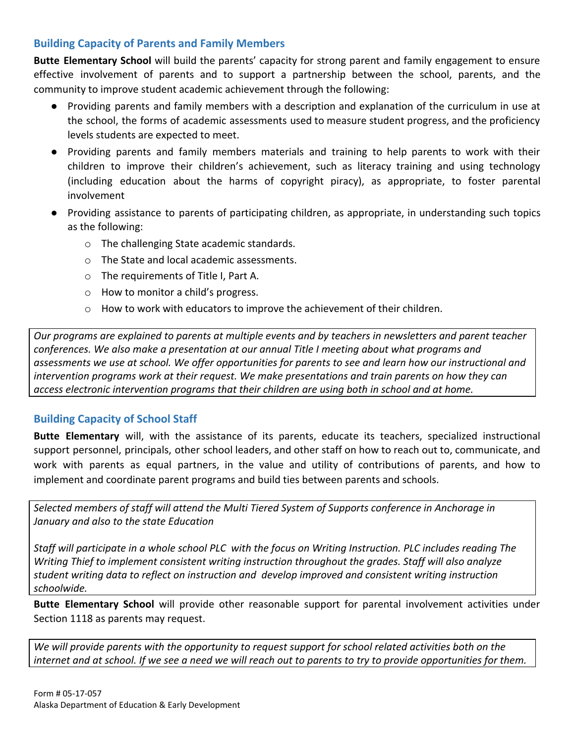## Building Capacity of Parents and Family Members

**Butte Elementary School** will build the parents' capacity for strong parent and family engagement to ensure effective involvement of parents and to support a partnership between the school, parents, and the community to improve student academic achievement through the following:

- Providing parents and family members with a description and explanation of the curriculum in use at the school, the forms of academic assessments used to measure student progress, and the proficiency levels students are expected to meet.
- Providing parents and family members materials and training to help parents to work with their children to improve their children's achievement, such as literacy training and using technology (including education about the harms of copyright piracy), as appropriate, to foster parental involvement
- Providing assistance to parents of participating children, as appropriate, in understanding such topics as the following:
  - The challenging State academic standards.
  - The State and local academic assessments.
  - The requirements of Title I, Part A.
  - How to monitor a child's progress.
  - How to work with educators to improve the achievement of their children.

*Our programs are explained to parents at multiple events and by teachers in newsletters and parent teacher conferences. We also make a presentation at our annual Title I meeting about what programs and assessments we use at school. We offer opportunities for parents to see and learn how our instructional and intervention programs work at their request. We make presentations and train parents on how they can access electronic intervention programs that their children are using both in school and at home.*

## Building Capacity of School Staff

**Butte Elementary** will, with the assistance of its parents, educate its teachers, specialized instructional support personnel, principals, other school leaders, and other staff on how to reach out to, communicate, and work with parents as equal partners, in the value and utility of contributions of parents, and how to implement and coordinate parent programs and build ties between parents and schools.

*Selected members of staff will attend the Multi Tiered System of Supports conference in Anchorage in January and also to the state Education*

*Staff will participate in a whole school PLC with the focus on Writing Instruction. PLC includes reading The Writing Thief to implement consistent writing instruction throughout the grades. Staff will also analyze student writing data to reflect on instruction and develop improved and consistent writing instruction schoolwide.*

**Butte Elementary School** will provide other reasonable support for parental involvement activities under Section 1118 as parents may request.

*We will provide parents with the opportunity to request support for school related activities both on the internet and at school. If we see a need we will reach out to parents to try to provide opportunities for them.*

Form # 05-17-057
Alaska Department of Education & Early Development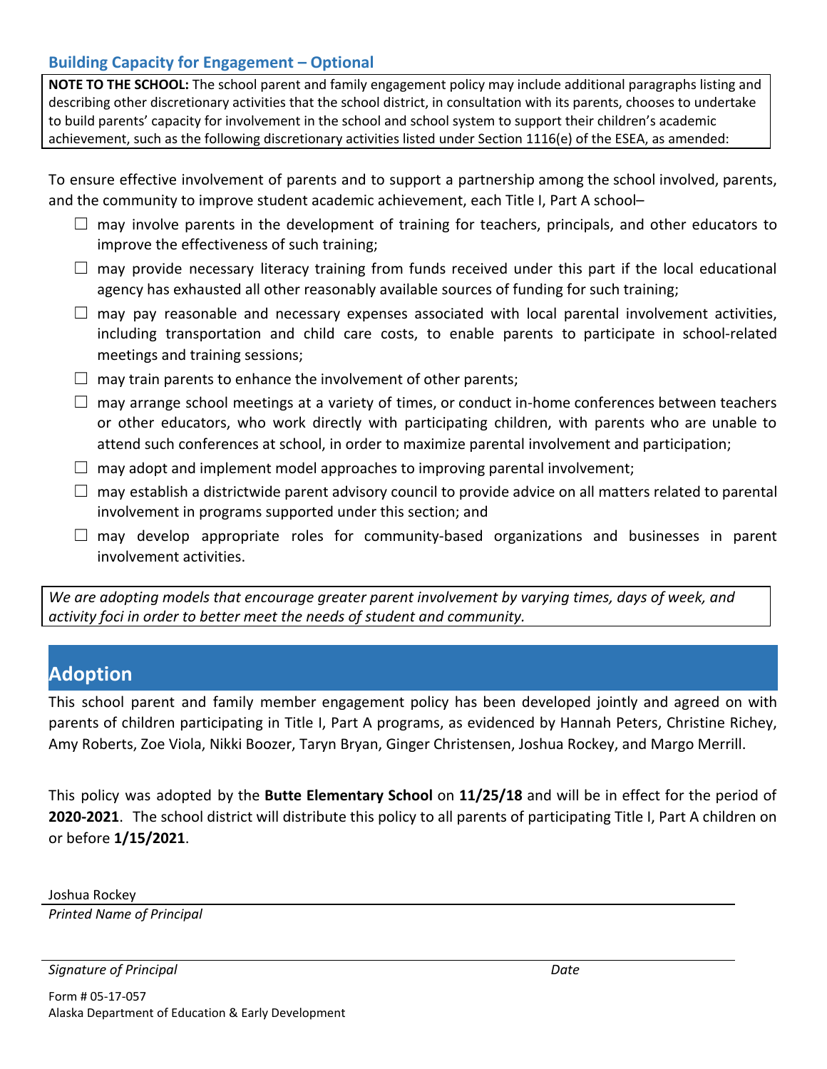### Building Capacity for Engagement – Optional

**NOTE TO THE SCHOOL:** The school parent and family engagement policy may include additional paragraphs listing and describing other discretionary activities that the school district, in consultation with its parents, chooses to undertake to build parents' capacity for involvement in the school and school system to support their children's academic achievement, such as the following discretionary activities listed under Section 1116(e) of the ESEA, as amended:

To ensure effective involvement of parents and to support a partnership among the school involved, parents, and the community to improve student academic achievement, each Title I, Part A school–

- ☐ may involve parents in the development of training for teachers, principals, and other educators to improve the effectiveness of such training;
- ☐ may provide necessary literacy training from funds received under this part if the local educational agency has exhausted all other reasonably available sources of funding for such training;
- ☐ may pay reasonable and necessary expenses associated with local parental involvement activities, including transportation and child care costs, to enable parents to participate in school-related meetings and training sessions;
- ☐ may train parents to enhance the involvement of other parents;
- ☐ may arrange school meetings at a variety of times, or conduct in-home conferences between teachers or other educators, who work directly with participating children, with parents who are unable to attend such conferences at school, in order to maximize parental involvement and participation;
- ☐ may adopt and implement model approaches to improving parental involvement;
- ☐ may establish a districtwide parent advisory council to provide advice on all matters related to parental involvement in programs supported under this section; and
- ☐ may develop appropriate roles for community-based organizations and businesses in parent involvement activities.

*We are adopting models that encourage greater parent involvement by varying times, days of week, and activity foci in order to better meet the needs of student and community.*

## Adoption

This school parent and family member engagement policy has been developed jointly and agreed on with parents of children participating in Title I, Part A programs, as evidenced by Hannah Peters, Christine Richey, Amy Roberts, Zoe Viola, Nikki Boozer, Taryn Bryan, Ginger Christensen, Joshua Rockey, and Margo Merrill.

This policy was adopted by the **Butte Elementary School** on **11/25/18** and will be in effect for the period of **2020-2021**. The school district will distribute this policy to all parents of participating Title I, Part A children on or before **1/15/2021**.

Joshua Rockey

*Printed Name of Principal*

*Signature of Principal* *Date*

Form # 05-17-057
Alaska Department of Education & Early Development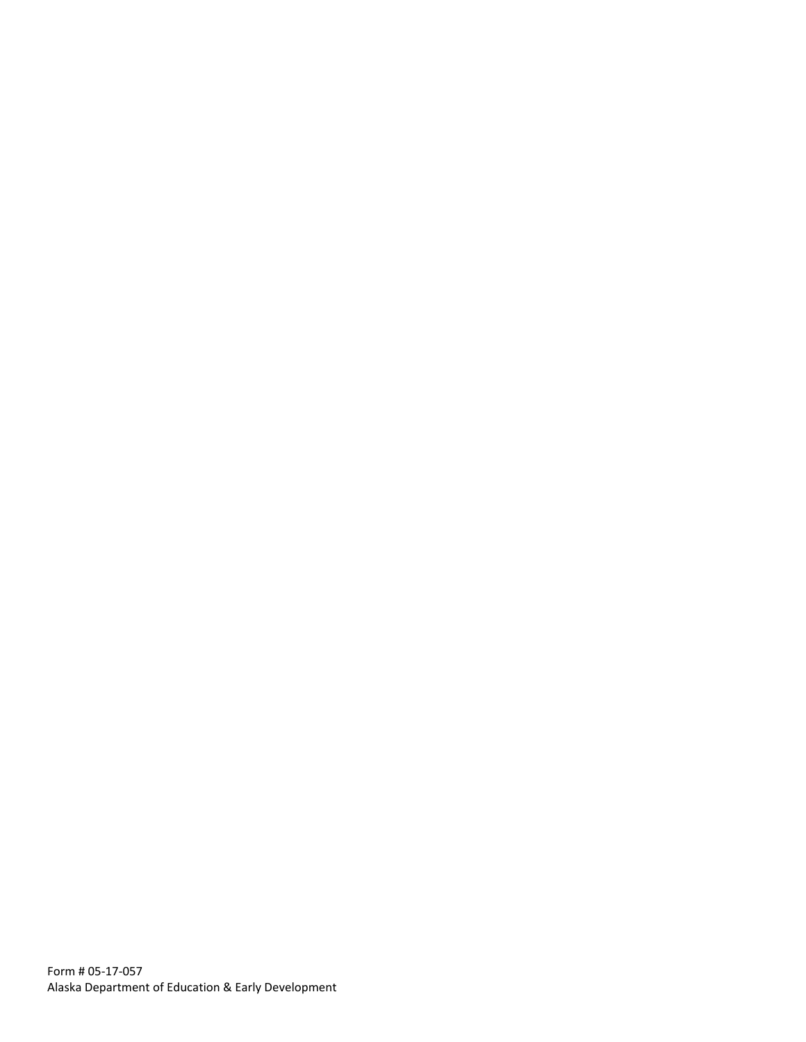Form # 05-17-057
Alaska Department of Education & Early Development